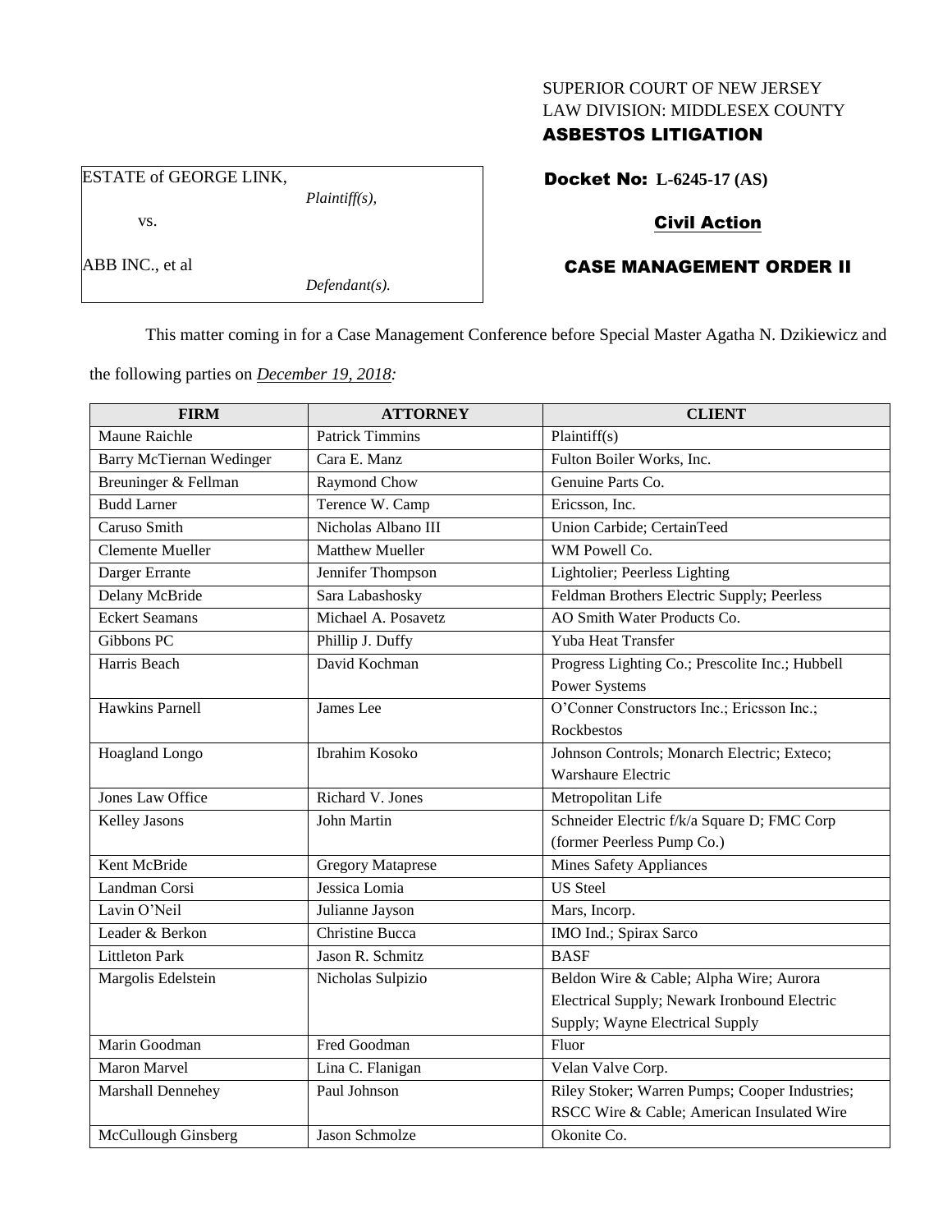SUPERIOR COURT OF NEW JERSEY
LAW DIVISION: MIDDLESEX COUNTY
**ASBESTOS LITIGATION**

ESTATE of GEORGE LINK,
*Plaintiff(s),*

vs.

ABB INC., et al
*Defendant(s).*

**Docket No: L-6245-17 (AS)**

**Civil Action**

**CASE MANAGEMENT ORDER II**

This matter coming in for a Case Management Conference before Special Master Agatha N. Dzikiewicz and the following parties on *December 19, 2018:*

| FIRM | ATTORNEY | CLIENT |
|---|---|---|
| Maune Raichle | Patrick Timmins | Plaintiff(s) |
| Barry McTiernan Wedinger | Cara E. Manz | Fulton Boiler Works, Inc. |
| Breuninger & Fellman | Raymond Chow | Genuine Parts Co. |
| Budd Larner | Terence W. Camp | Ericsson, Inc. |
| Caruso Smith | Nicholas Albano III | Union Carbide; CertainTeed |
| Clemente Mueller | Matthew Mueller | WM Powell Co. |
| Darger Errante | Jennifer Thompson | Lightolier; Peerless Lighting |
| Delany McBride | Sara Labashosky | Feldman Brothers Electric Supply; Peerless |
| Eckert Seamans | Michael A. Posavetz | AO Smith Water Products Co. |
| Gibbons PC | Phillip J. Duffy | Yuba Heat Transfer |
| Harris Beach | David Kochman | Progress Lighting Co.; Prescolite Inc.; Hubbell Power Systems |
| Hawkins Parnell | James Lee | O'Conner Constructors Inc.; Ericsson Inc.; Rockbestos |
| Hoagland Longo | Ibrahim Kosoko | Johnson Controls; Monarch Electric; Exteco; Warshaure Electric |
| Jones Law Office | Richard V. Jones | Metropolitan Life |
| Kelley Jasons | John Martin | Schneider Electric f/k/a Square D; FMC Corp (former Peerless Pump Co.) |
| Kent McBride | Gregory Mataprese | Mines Safety Appliances |
| Landman Corsi | Jessica Lomia | US Steel |
| Lavin O'Neil | Julianne Jayson | Mars, Incorp. |
| Leader & Berkon | Christine Bucca | IMO Ind.; Spirax Sarco |
| Littleton Park | Jason R. Schmitz | BASF |
| Margolis Edelstein | Nicholas Sulpizio | Beldon Wire & Cable; Alpha Wire; Aurora Electrical Supply; Newark Ironbound Electric Supply; Wayne Electrical Supply |
| Marin Goodman | Fred Goodman | Fluor |
| Maron Marvel | Lina C. Flanigan | Velan Valve Corp. |
| Marshall Dennehey | Paul Johnson | Riley Stoker; Warren Pumps; Cooper Industries; RSCC Wire & Cable; American Insulated Wire |
| McCullough Ginsberg | Jason Schmolze | Okonite Co. |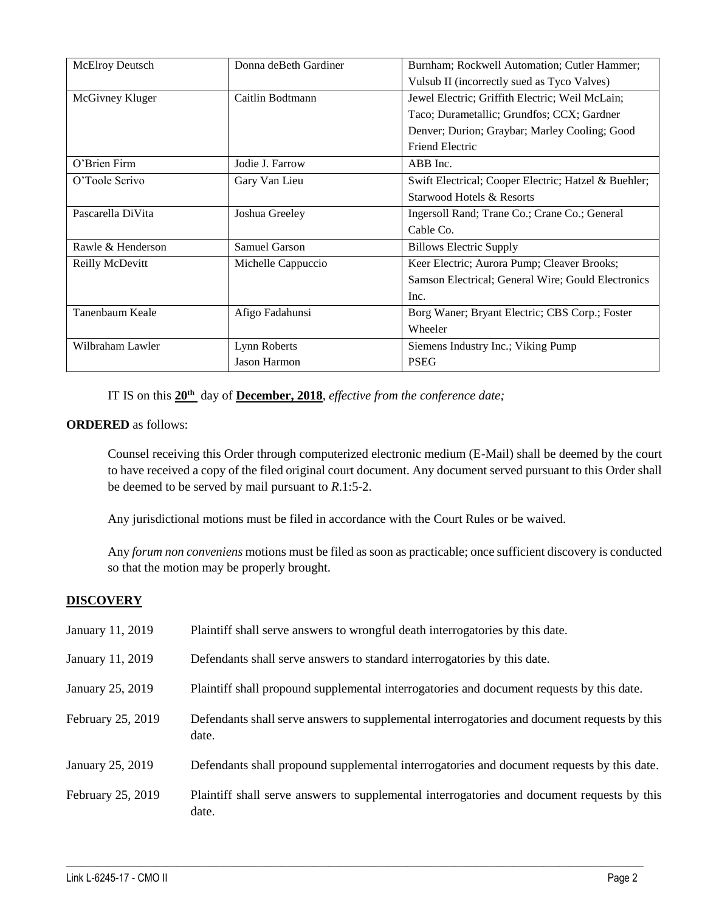| McElroy Deutsch | Donna deBeth Gardiner | Burnham; Rockwell Automation; Cutler Hammer; Vulsub II (incorrectly sued as Tyco Valves) |
|---|---|---|
| McGivney Kluger | Caitlin Bodtmann | Jewel Electric; Griffith Electric; Weil McLain; Taco; Durametallic; Grundfos; CCX; Gardner Denver; Durion; Graybar; Marley Cooling; Good Friend Electric |
| O'Brien Firm | Jodie J. Farrow | ABB Inc. |
| O'Toole Scrivo | Gary Van Lieu | Swift Electrical; Cooper Electric; Hatzel & Buehler; Starwood Hotels & Resorts |
| Pascarella DiVita | Joshua Greeley | Ingersoll Rand; Trane Co.; Crane Co.; General Cable Co. |
| Rawle & Henderson | Samuel Garson | Billows Electric Supply |
| Reilly McDevitt | Michelle Cappuccio | Keer Electric; Aurora Pump; Cleaver Brooks; Samson Electrical; General Wire; Gould Electronics Inc. |
| Tanenbaum Keale | Afigo Fadahunsi | Borg Waner; Bryant Electric; CBS Corp.; Foster Wheeler |
| Wilbraham Lawler | Lynn Roberts<br>Jason Harmon | Siemens Industry Inc.; Viking Pump<br>PSEG |

IT IS on this **20th** day of **December, 2018**, *effective from the conference date;*

**ORDERED** as follows:

Counsel receiving this Order through computerized electronic medium (E-Mail) shall be deemed by the court to have received a copy of the filed original court document. Any document served pursuant to this Order shall be deemed to be served by mail pursuant to *R*.1:5-2.

Any jurisdictional motions must be filed in accordance with the Court Rules or be waived.

Any *forum non conveniens* motions must be filed as soon as practicable; once sufficient discovery is conducted so that the motion may be properly brought.

## DISCOVERY

| | |
|---|---|
| January 11, 2019 | Plaintiff shall serve answers to wrongful death interrogatories by this date. |
| January 11, 2019 | Defendants shall serve answers to standard interrogatories by this date. |
| January 25, 2019 | Plaintiff shall propound supplemental interrogatories and document requests by this date. |
| February 25, 2019 | Defendants shall serve answers to supplemental interrogatories and document requests by this date. |
| January 25, 2019 | Defendants shall propound supplemental interrogatories and document requests by this date. |
| February 25, 2019 | Plaintiff shall serve answers to supplemental interrogatories and document requests by this date. |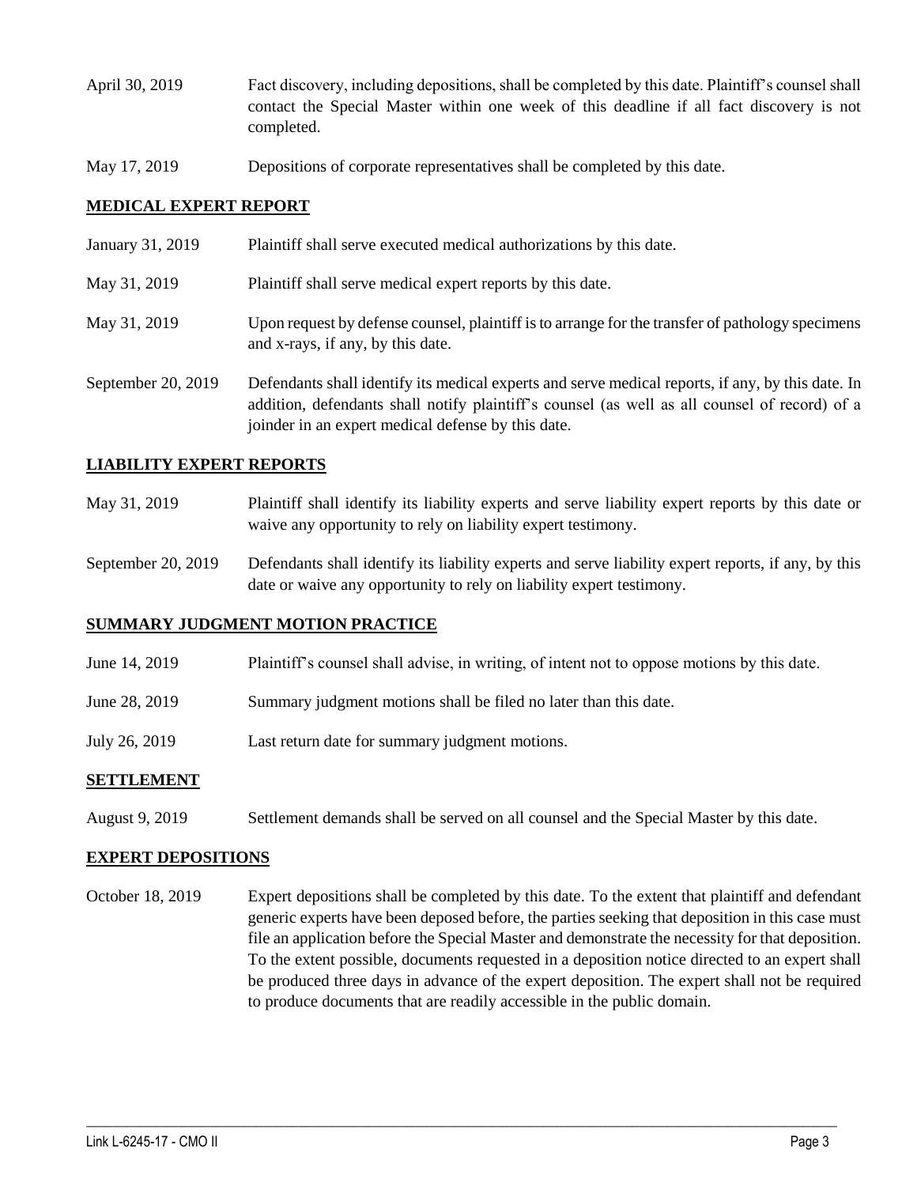April 30, 2019 Fact discovery, including depositions, shall be completed by this date. Plaintiff's counsel shall contact the Special Master within one week of this deadline if all fact discovery is not completed.

May 17, 2019 Depositions of corporate representatives shall be completed by this date.

**MEDICAL EXPERT REPORT**

January 31, 2019 Plaintiff shall serve executed medical authorizations by this date.

May 31, 2019 Plaintiff shall serve medical expert reports by this date.

May 31, 2019 Upon request by defense counsel, plaintiff is to arrange for the transfer of pathology specimens and x-rays, if any, by this date.

September 20, 2019 Defendants shall identify its medical experts and serve medical reports, if any, by this date. In addition, defendants shall notify plaintiff's counsel (as well as all counsel of record) of a joinder in an expert medical defense by this date.

**LIABILITY EXPERT REPORTS**

May 31, 2019 Plaintiff shall identify its liability experts and serve liability expert reports by this date or waive any opportunity to rely on liability expert testimony.

September 20, 2019 Defendants shall identify its liability experts and serve liability expert reports, if any, by this date or waive any opportunity to rely on liability expert testimony.

**SUMMARY JUDGMENT MOTION PRACTICE**

June 14, 2019 Plaintiff's counsel shall advise, in writing, of intent not to oppose motions by this date.

June 28, 2019 Summary judgment motions shall be filed no later than this date.

July 26, 2019 Last return date for summary judgment motions.

**SETTLEMENT**

August 9, 2019 Settlement demands shall be served on all counsel and the Special Master by this date.

**EXPERT DEPOSITIONS**

October 18, 2019 Expert depositions shall be completed by this date. To the extent that plaintiff and defendant generic experts have been deposed before, the parties seeking that deposition in this case must file an application before the Special Master and demonstrate the necessity for that deposition. To the extent possible, documents requested in a deposition notice directed to an expert shall be produced three days in advance of the expert deposition. The expert shall not be required to produce documents that are readily accessible in the public domain.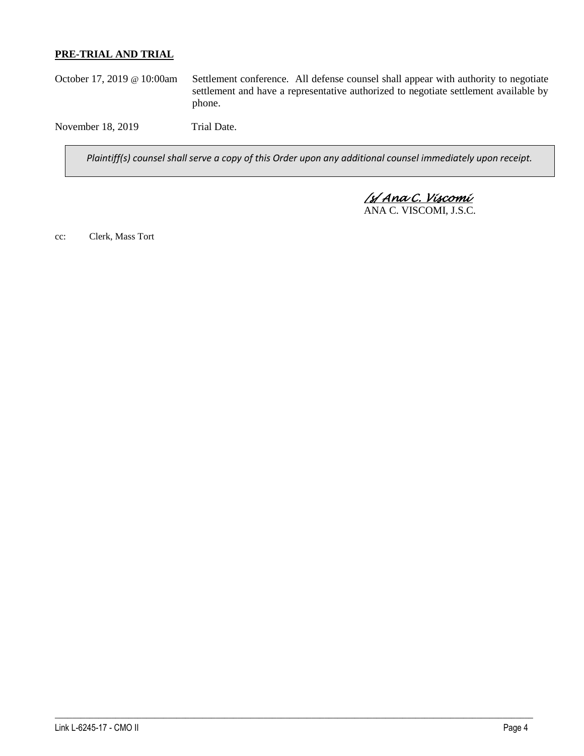**PRE-TRIAL AND TRIAL**

| | |
|---|---|
| October 17, 2019 @ 10:00am | Settlement conference. All defense counsel shall appear with authority to negotiate settlement and have a representative authorized to negotiate settlement available by phone. |
| November 18, 2019 | Trial Date. |

*Plaintiff(s) counsel shall serve a copy of this Order upon any additional counsel immediately upon receipt.*

*/s/ Ana C. Viscomi*
ANA C. VISCOMI, J.S.C.

cc: Clerk, Mass Tort